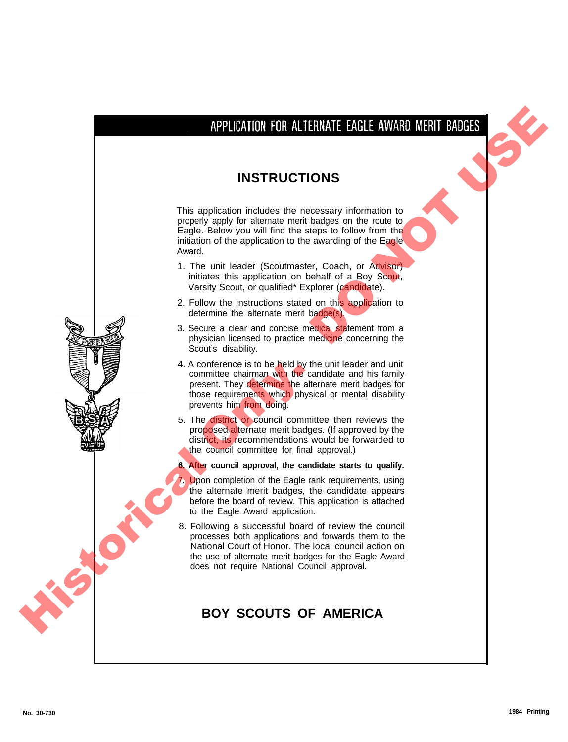# APPLICATION FOR ALTERNATE EAGLE AWARD MERIT BADGES

## INSTRUCTIONS

This application includes the necessary information to properly apply for alternate merit badges on the route to Eagle. Below you will find the steps to follow from the initiation of the application to the awarding of the Eagle Award.

1. The unit leader (Scoutmaster, Coach, or Advisor) initiates this application on behalf of a Boy Scout, Varsity Scout, or qualified* Explorer (candidate).
2. Follow the instructions stated on this application to determine the alternate merit badge(s).
3. Secure a clear and concise medical statement from a physician licensed to practice medicine concerning the Scout's disability.
4. A conference is to be held by the unit leader and unit committee chairman with the candidate and his family present. They determine the alternate merit badges for those requirements which physical or mental disability prevents him from doing.
5. The district or council committee then reviews the proposed alternate merit badges. (If approved by the district, its recommendations would be forwarded to the council committee for final approval.)
6. **After council approval, the candidate starts to qualify.**
7. Upon completion of the Eagle rank requirements, using the alternate merit badges, the candidate appears before the board of review. This application is attached to the Eagle Award application.
8. Following a successful board of review the council processes both applications and forwards them to the National Court of Honor. The local council action on the use of alternate merit badges for the Eagle Award does not require National Council approval.

**BOY SCOUTS OF AMERICA**

No. 30-730

1984 Printing

Historical Only: DO NOT USE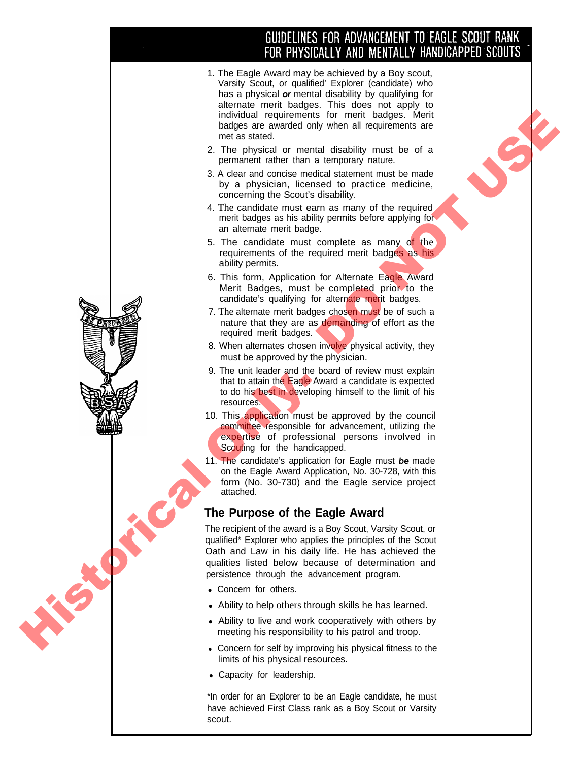# GUIDELINES FOR ADVANCEMENT TO EAGLE SCOUT RANK FOR PHYSICALLY AND MENTALLY HANDICAPPED SCOUTS

1. The Eagle Award may be achieved by a Boy scout, Varsity Scout, or qualified' Explorer (candidate) who has a physical ***or*** mental disability by qualifying for alternate merit badges. This does not apply to individual requirements for merit badges. Merit badges are awarded only when all requirements are met as stated.
2. The physical or mental disability must be of a permanent rather than a temporary nature.
3. A clear and concise medical statement must be made by a physician, licensed to practice medicine, concerning the Scout's disability.
4. The candidate must earn as many of the required merit badges as his ability permits before applying for an alternate merit badge.
5. The candidate must complete as many of the requirements of the required merit badges as his ability permits.
6. This form, Application for Alternate Eagle Award Merit Badges, must be completed prior to the candidate's qualifying for alternate merit badges.
7. The alternate merit badges chosen must be of such a nature that they are as demanding of effort as the required merit badges.
8. When alternates chosen involve physical activity, they must be approved by the physician.
9. The unit leader and the board of review must explain that to attain the Eagle Award a candidate is expected to do his best in developing himself to the limit of his resources.
10. This application must be approved by the council committee responsible for advancement, utilizing the expertise of professional persons involved in Scouting for the handicapped.
11. The candidate's application for Eagle must ***be*** made on the Eagle Award Application, No. 30-728, with this form (No. 30-730) and the Eagle service project attached.

## The Purpose of the Eagle Award

The recipient of the award is a Boy Scout, Varsity Scout, or qualified* Explorer who applies the principles of the Scout Oath and Law in his daily life. He has achieved the qualities listed below because of determination and persistence through the advancement program.

- Concern for others.
- Ability to help others through skills he has learned.
- Ability to live and work cooperatively with others by meeting his responsibility to his patrol and troop.
- Concern for self by improving his physical fitness to the limits of his physical resources.
- Capacity for leadership.

*In order for an Explorer to be an Eagle candidate, he must have achieved First Class rank as a Boy Scout or Varsity scout.

Historical Only: DO NOT USE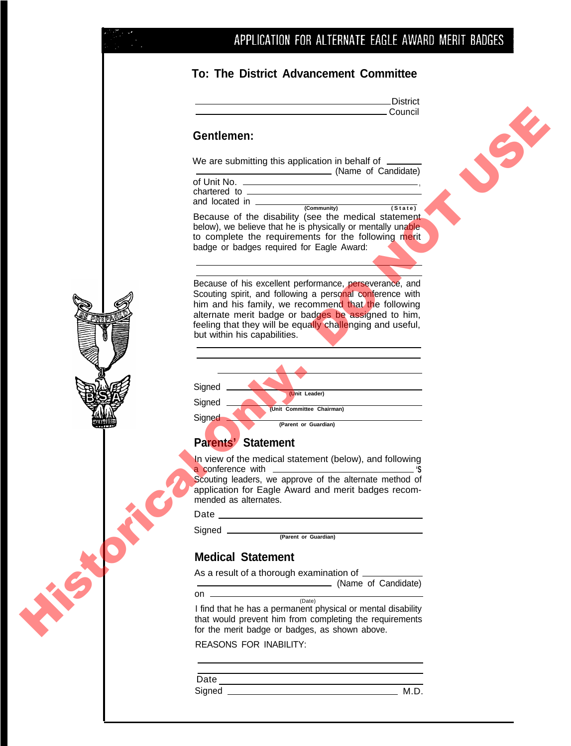# APPLICATION FOR ALTERNATE EAGLE AWARD MERIT BADGES

**To: The District Advancement Committee**

_______________ District

_______________ Council

**Gentlemen:**

We are submitting this application in behalf of _______________ (Name of Candidate)

of Unit No. _______________,

chartered to _______________

and located in _______________ (Community) (State)

Because of the disability (see the medical statement below), we believe that he is physically or mentally unable to complete the requirements for the following merit badge or badges required for Eagle Award:

_______________

_______________

Because of his excellent performance, perseverance, and Scouting spirit, and following a personal conference with him and his family, we recommend that the following alternate merit badge or badges be assigned to him, feeling that they will be equally challenging and useful, but within his capabilities.

_______________

_______________

_______________

Signed _______________ (Unit Leader)

Signed _______________ (Unit Committee Chairman)

Signed _______________ (Parent or Guardian)

## Parents' Statement

In view of the medical statement (below), and following a conference with _______________'s Scouting leaders, we approve of the alternate method of application for Eagle Award and merit badges recommended as alternates.

Date _______________

Signed _______________ (Parent or Guardian)

## Medical Statement

As a result of a thorough examination of _______________ (Name of Candidate)

on _______________ (Date)

I find that he has a permanent physical or mental disability that would prevent him from completing the requirements for the merit badge or badges, as shown above.

REASONS FOR INABILITY:

_______________

_______________

Date _______________

Signed _______________ M.D.

Historical Only: DO NOT USE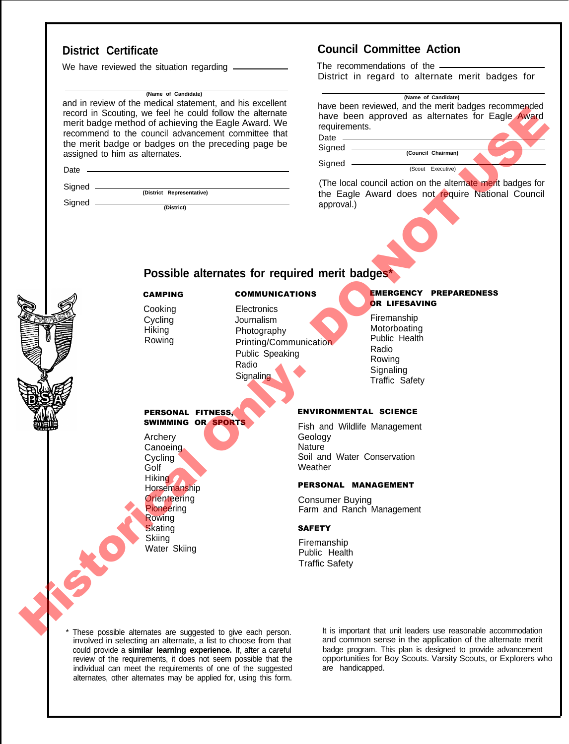## District Certificate

We have reviewed the situation regarding ____________

______________________________
(Name of Candidate)

and in review of the medical statement, and his excellent record in Scouting, we feel he could follow the alternate merit badge method of achieving the Eagle Award. We recommend to the council advancement committee that the merit badge or badges on the preceding page be assigned to him as alternates.

Date ______________________________

Signed ______________________________
(District Representative)

Signed ______________________________
(District)

## Council Committee Action

The recommendations of the ____________ District in regard to alternate merit badges for

______________________________
(Name of Candidate)

have been reviewed, and the merit badges recommended have been approved as alternates for Eagle Award requirements.

Date ______________________________

Signed ______________________________
(Council Chairman)

Signed ______________________________
(Scout Executive)

(The local council action on the alternate merit badges for the Eagle Award does not require National Council approval.)

Historical Only. DO NOT USE

## Possible alternates for required merit badges*

**CAMPING**

Cooking
Cycling
Hiking
Rowing

**COMMUNICATIONS**

Electronics
Journalism
Photography
Printing/Communication
Public Speaking
Radio
Signaling

**EMERGENCY PREPAREDNESS OR LIFESAVING**

Firemanship
Motorboating
Public Health
Radio
Rowing
Signaling
Traffic Safety

**PERSONAL FITNESS, SWIMMING OR SPORTS**

Archery
Canoeing
Cycling
Golf
Hiking
Horsemanship
Orienteering
Pioneering
Rowing
Skating
Skiing
Water Skiing

**ENVIRONMENTAL SCIENCE**

Fish and Wildlife Management
Geology
Nature
Soil and Water Conservation
Weather

**PERSONAL MANAGEMENT**

Consumer Buying
Farm and Ranch Management

**SAFETY**

Firemanship
Public Health
Traffic Safety

\* These possible alternates are suggested to give each person involved in selecting an alternate, a list to choose from that could provide a **similar learnlng experience.** If, after a careful review of the requirements, it does not seem possible that the individual can meet the requirements of one of the suggested alternates, other alternates may be applied for, using this form.

It is important that unit leaders use reasonable accommodation and common sense in the application of the alternate merit badge program. This plan is designed to provide advancement opportunities for Boy Scouts. Varsity Scouts, or Explorers who are handicapped.